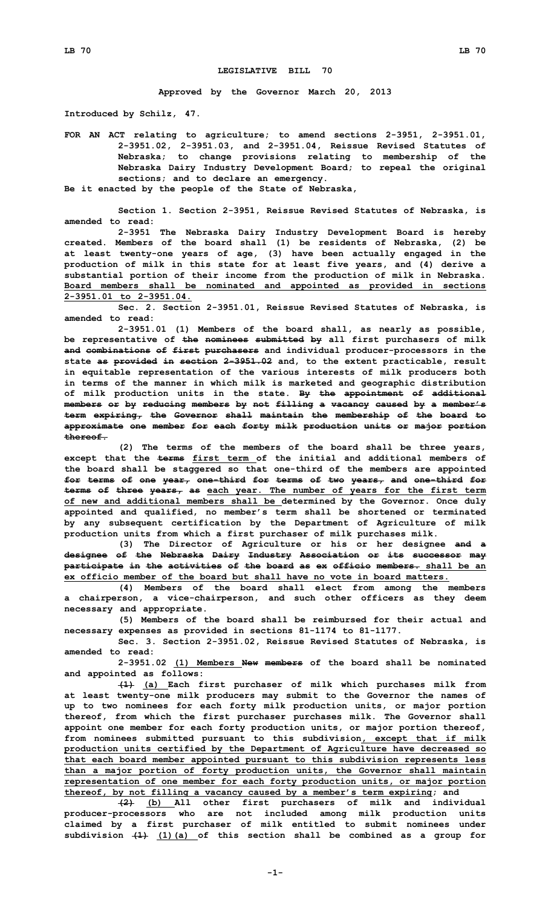# LEGISLATIVE BILL 70

**Approved by the Governor March 20, 2013**

**Introduced by Schilz, 47.**

**FOR AN ACT relating to agriculture; to amend sections 2-3951, 2-3951.01, 2-3951.02, 2-3951.03, and 2-3951.04, Reissue Revised Statutes of Nebraska; to change provisions relating to membership of the Nebraska Dairy Industry Development Board; to repeal the original sections; and to declare an emergency.**

**Be it enacted by the people of the State of Nebraska,**

**Section 1. Section 2-3951, Reissue Revised Statutes of Nebraska, is amended to read:**

**2-3951 The Nebraska Dairy Industry Development Board is hereby created. Members of the board shall (1) be residents of Nebraska, (2) be at least twenty-one years of age, (3) have been actually engaged in the production of milk in this state for at least five years, and (4) derive a substantial portion of their income from the production of milk in Nebraska. <u>Board members shall be nominated and appointed as provided in sections 2-3951.01 to 2-3951.04.</u>**

**Sec. 2. Section 2-3951.01, Reissue Revised Statutes of Nebraska, is amended to read:**

**2-3951.01 (1) Members of the board shall, as nearly as possible, be representative of ~~the nominees submitted by~~ all first purchasers of milk ~~and combinations of first purchasers~~ and individual producer-processors in the state ~~as provided in section 2-3951.02~~ and, to the extent practicable, result in equitable representation of the various interests of milk producers both in terms of the manner in which milk is marketed and geographic distribution of milk production units in the state. ~~By the appointment of additional members or by reducing members by not filling a vacancy caused by a member's term expiring, the Governor shall maintain the membership of the board to approximate one member for each forty milk production units or major portion thereof.~~**

**(2) The terms of the members of the board shall be three years, except that the ~~terms~~ <u>first term</u> of the initial and additional members of the board shall be staggered so that one-third of the members are appointed ~~for terms of one year, one-third for terms of two years, and one-third for terms of three years, as~~ <u>each year. The number of years for the first term of new and additional members shall be</u> determined by the Governor. Once duly appointed and qualified, no member's term shall be shortened or terminated by any subsequent certification by the Department of Agriculture of milk production units from which a first purchaser of milk purchases milk.**

**(3) The Director of Agriculture or his or her designee ~~and a designee of the Nebraska Dairy Industry Association or its successor may participate in the activities of the board as ex officio members.~~ <u>shall be an ex officio member of the board but shall have no vote in board matters.</u>**

**(4) Members of the board shall elect from among the members a chairperson, a vice-chairperson, and such other officers as they deem necessary and appropriate.**

**(5) Members of the board shall be reimbursed for their actual and necessary expenses as provided in sections 81-1174 to 81-1177.**

**Sec. 3. Section 2-3951.02, Reissue Revised Statutes of Nebraska, is amended to read:**

**2-3951.02 <u>(1) Members</u> ~~New members~~ of the board shall be nominated and appointed as follows:**

**~~(1)~~ <u>(a)</u> Each first purchaser of milk which purchases milk from at least twenty-one milk producers may submit to the Governor the names of up to two nominees for each forty milk production units, or major portion thereof, from which the first purchaser purchases milk. The Governor shall appoint one member for each forty production units, or major portion thereof, from nominees submitted pursuant to this subdivision<u>, except that if milk production units certified by the Department of Agriculture have decreased so that each board member appointed pursuant to this subdivision represents less than a major portion of forty production units, the Governor shall maintain representation of one member for each forty production units, or major portion thereof, by not filling a vacancy caused by a member's term expiring</u>; and**

**~~(2)~~ <u>(b)</u> All other first purchasers of milk and individual producer-processors who are not included among milk production units claimed by a first purchaser of milk entitled to submit nominees under subdivision ~~(1)~~ <u>(1)(a)</u> of this section shall be combined as a group for**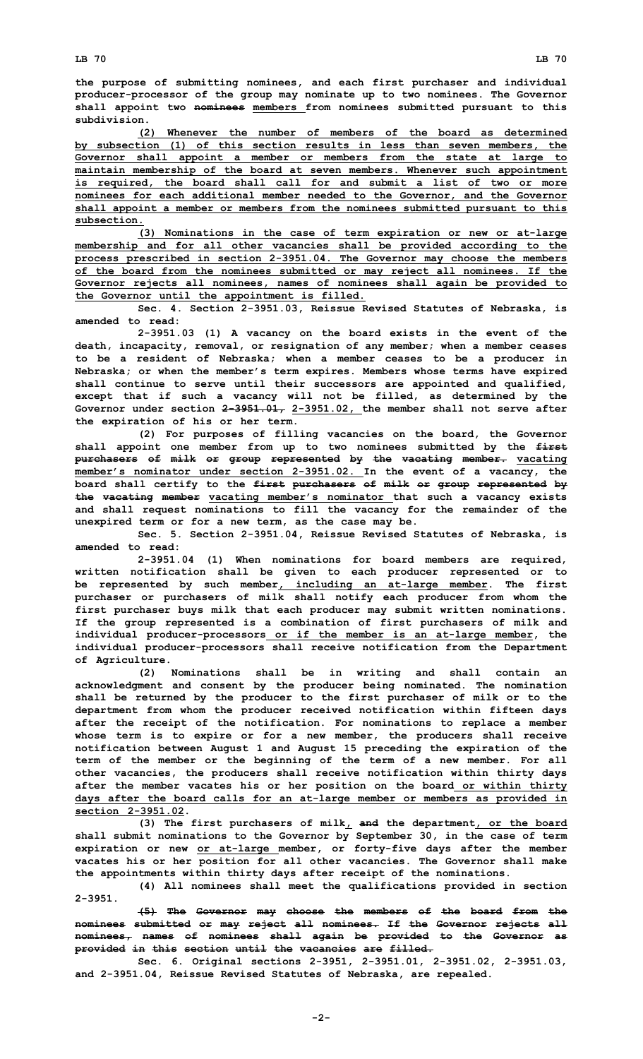the purpose of submitting nominees, and each first purchaser and individual producer-processor of the group may nominate up to two nominees. The Governor shall appoint two ~~nominees~~ members from nominees submitted pursuant to this subdivision.

(2) Whenever the number of members of the board as determined by subsection (1) of this section results in less than seven members, the Governor shall appoint a member or members from the state at large to maintain membership of the board at seven members. Whenever such appointment is required, the board shall call for and submit a list of two or more nominees for each additional member needed to the Governor, and the Governor shall appoint a member or members from the nominees submitted pursuant to this subsection.

(3) Nominations in the case of term expiration or new or at-large membership and for all other vacancies shall be provided according to the process prescribed in section 2-3951.04. The Governor may choose the members of the board from the nominees submitted or may reject all nominees. If the Governor rejects all nominees, names of nominees shall again be provided to the Governor until the appointment is filled.

Sec. 4. Section 2-3951.03, Reissue Revised Statutes of Nebraska, is amended to read:

2-3951.03 (1) A vacancy on the board exists in the event of the death, incapacity, removal, or resignation of any member; when a member ceases to be a resident of Nebraska; when a member ceases to be a producer in Nebraska; or when the member's term expires. Members whose terms have expired shall continue to serve until their successors are appointed and qualified, except that if such a vacancy will not be filled, as determined by the Governor under section ~~2-3951.01,~~ 2-3951.02, the member shall not serve after the expiration of his or her term.

(2) For purposes of filling vacancies on the board, the Governor shall appoint one member from up to two nominees submitted by the ~~first purchasers of milk or group represented by the vacating member.~~ vacating member's nominator under section 2-3951.02. In the event of a vacancy, the board shall certify to the ~~first purchasers of milk or group represented by the vacating member~~ vacating member's nominator that such a vacancy exists and shall request nominations to fill the vacancy for the remainder of the unexpired term or for a new term, as the case may be.

Sec. 5. Section 2-3951.04, Reissue Revised Statutes of Nebraska, is amended to read:

2-3951.04 (1) When nominations for board members are required, written notification shall be given to each producer represented or to be represented by such member, including an at-large member. The first purchaser or purchasers of milk shall notify each producer from whom the first purchaser buys milk that each producer may submit written nominations. If the group represented is a combination of first purchasers of milk and individual producer-processors or if the member is an at-large member, the individual producer-processors shall receive notification from the Department of Agriculture.

(2) Nominations shall be in writing and shall contain an acknowledgment and consent by the producer being nominated. The nomination shall be returned by the producer to the first purchaser of milk or to the department from whom the producer received notification within fifteen days after the receipt of the notification. For nominations to replace a member whose term is to expire or for a new member, the producers shall receive notification between August 1 and August 15 preceding the expiration of the term of the member or the beginning of the term of a new member. For all other vacancies, the producers shall receive notification within thirty days after the member vacates his or her position on the board or within thirty days after the board calls for an at-large member or members as provided in section 2-3951.02.

(3) The first purchasers of milk, ~~and~~ the department, or the board shall submit nominations to the Governor by September 30, in the case of term expiration or new or at-large member, or forty-five days after the member vacates his or her position for all other vacancies. The Governor shall make the appointments within thirty days after receipt of the nominations.

(4) All nominees shall meet the qualifications provided in section 2-3951.

~~(5) The Governor may choose the members of the board from the nominees submitted or may reject all nominees. If the Governor rejects all nominees, names of nominees shall again be provided to the Governor as provided in this section until the vacancies are filled.~~

Sec. 6. Original sections 2-3951, 2-3951.01, 2-3951.02, 2-3951.03, and 2-3951.04, Reissue Revised Statutes of Nebraska, are repealed.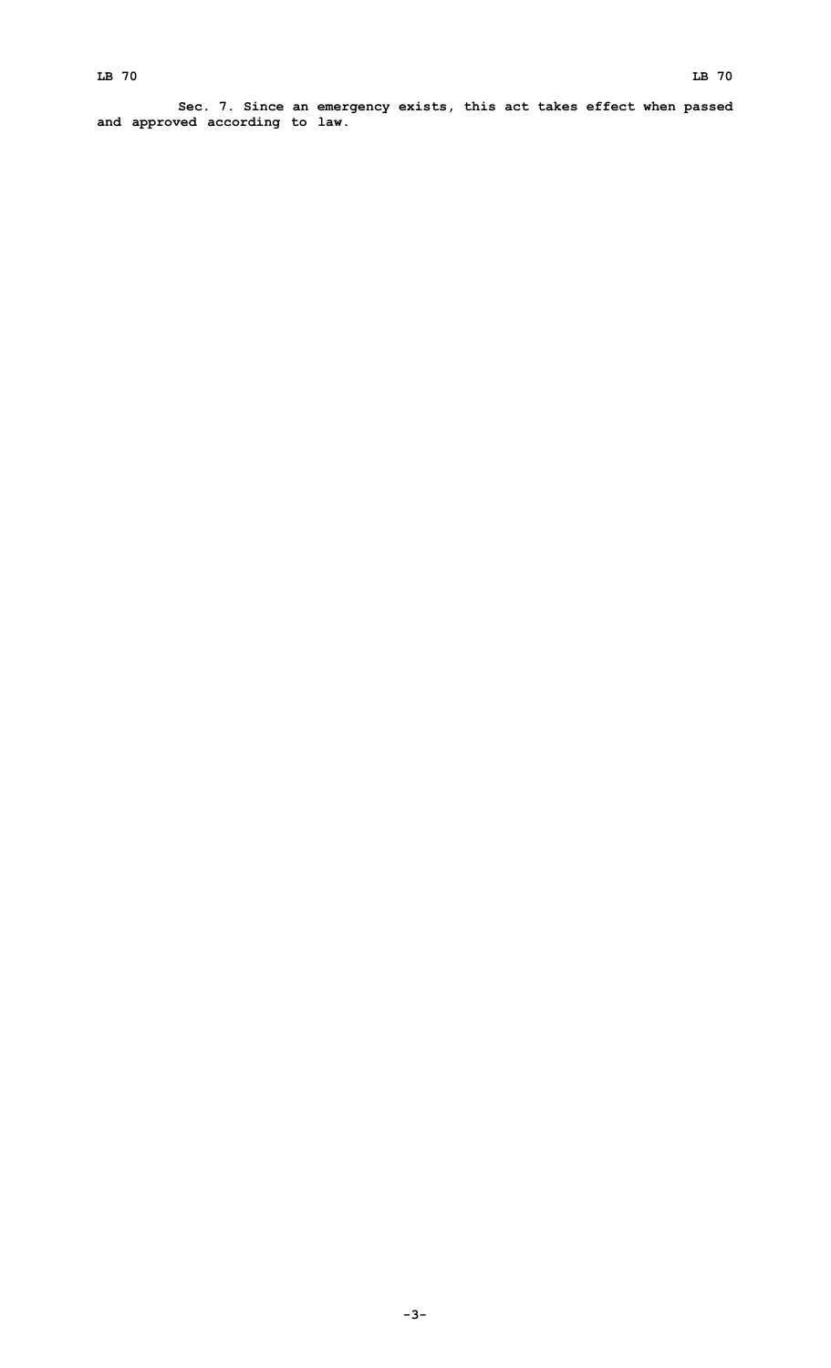Sec. 7. Since an emergency exists, this act takes effect when passed and approved according to law.